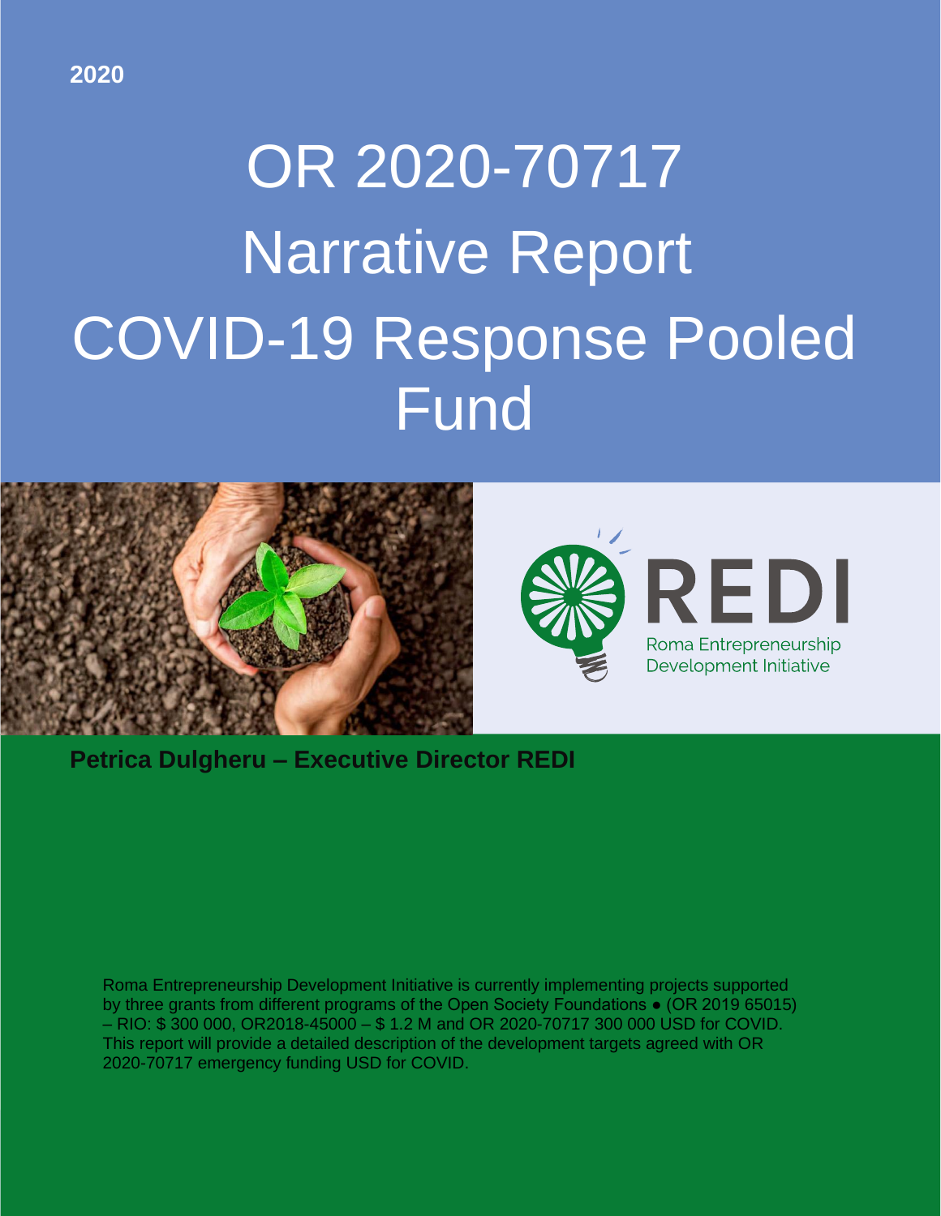**2020**

# OR 2020-70717 Narrative Report COVID-19 Response Pooled Fund

REDI

Roma Entrepreneurship Development Initiative

**Petrica Dulgheru – Executive Director REDI**

Roma Entrepreneurship Development Initiative is currently implementing projects supported by three grants from different programs of the Open Society Foundations ● (OR 2019 65015) – RIO: $ 300 000, OR2018-45000 – $ 1.2 M and OR 2020-70717 300 000 USD for COVID. This report will provide a detailed description of the development targets agreed with OR 2020-70717 emergency funding USD for COVID.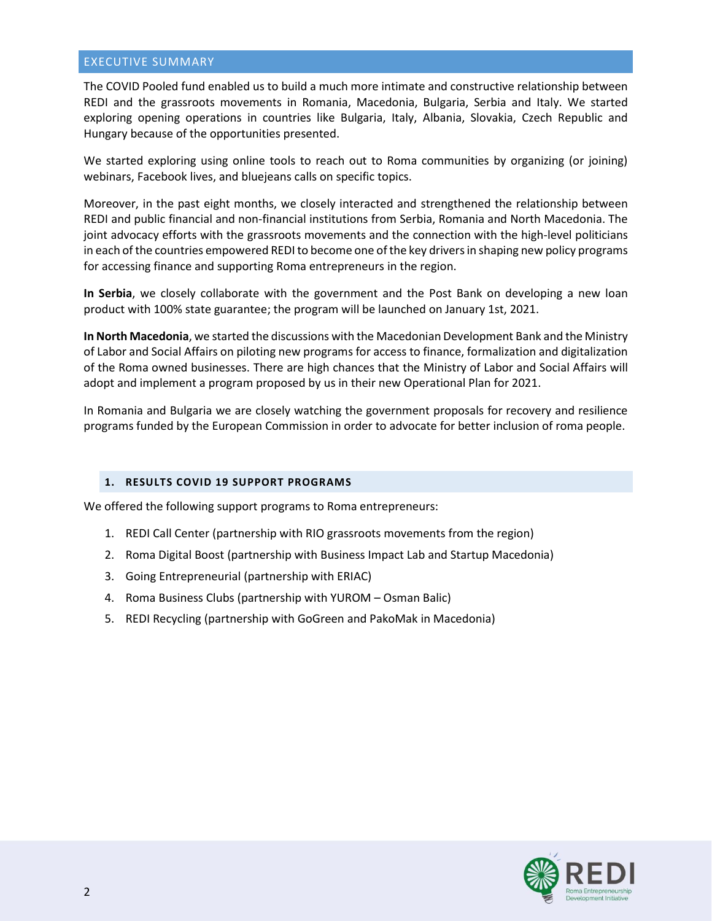## EXECUTIVE SUMMARY

The COVID Pooled fund enabled us to build a much more intimate and constructive relationship between REDI and the grassroots movements in Romania, Macedonia, Bulgaria, Serbia and Italy. We started exploring opening operations in countries like Bulgaria, Italy, Albania, Slovakia, Czech Republic and Hungary because of the opportunities presented.

We started exploring using online tools to reach out to Roma communities by organizing (or joining) webinars, Facebook lives, and bluejeans calls on specific topics.

Moreover, in the past eight months, we closely interacted and strengthened the relationship between REDI and public financial and non-financial institutions from Serbia, Romania and North Macedonia. The joint advocacy efforts with the grassroots movements and the connection with the high-level politicians in each of the countries empowered REDI to become one of the key drivers in shaping new policy programs for accessing finance and supporting Roma entrepreneurs in the region.

**In Serbia**, we closely collaborate with the government and the Post Bank on developing a new loan product with 100% state guarantee; the program will be launched on January 1st, 2021.

**In North Macedonia**, we started the discussions with the Macedonian Development Bank and the Ministry of Labor and Social Affairs on piloting new programs for access to finance, formalization and digitalization of the Roma owned businesses. There are high chances that the Ministry of Labor and Social Affairs will adopt and implement a program proposed by us in their new Operational Plan for 2021.

In Romania and Bulgaria we are closely watching the government proposals for recovery and resilience programs funded by the European Commission in order to advocate for better inclusion of roma people.

### 1. RESULTS COVID 19 SUPPORT PROGRAMS

We offered the following support programs to Roma entrepreneurs:

1. REDI Call Center (partnership with RIO grassroots movements from the region)
2. Roma Digital Boost (partnership with Business Impact Lab and Startup Macedonia)
3. Going Entrepreneurial (partnership with ERIAC)
4. Roma Business Clubs (partnership with YUROM – Osman Balic)
5. REDI Recycling (partnership with GoGreen and PakoMak in Macedonia)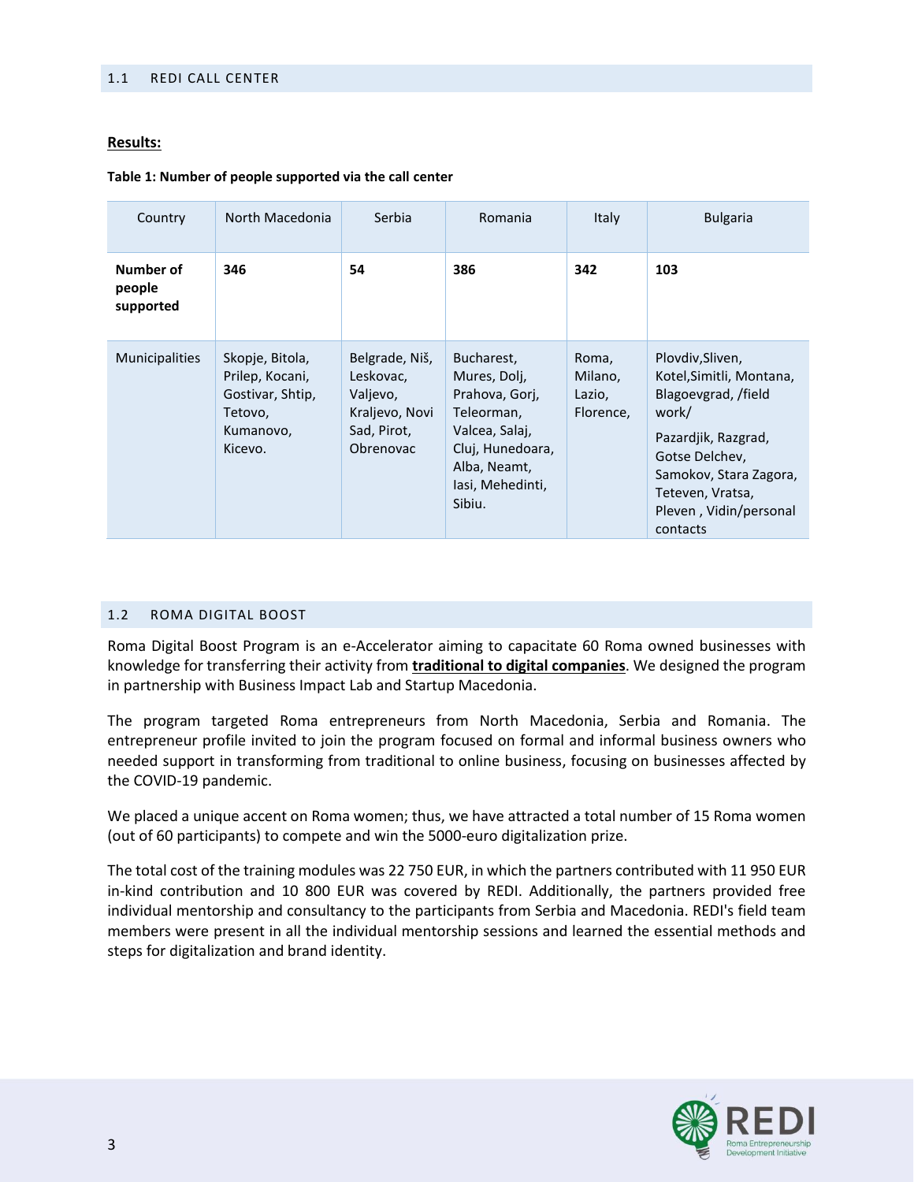## 1.1 REDI CALL CENTER

**Results:**

**Table 1: Number of people supported via the call center**

| Country | North Macedonia | Serbia | Romania | Italy | Bulgaria |
|---|---|---|---|---|---|
| **Number of people supported** | **346** | **54** | **386** | **342** | **103** |
| Municipalities | Skopje, Bitola, Prilep, Kocani, Gostivar, Shtip, Tetovo, Kumanovo, Kicevo. | Belgrade, Niš, Leskovac, Valjevo, Kraljevo, Novi Sad, Pirot, Obrenovac | Bucharest, Mures, Dolj, Prahova, Gorj, Teleorman, Valcea, Salaj, Cluj, Hunedoara, Alba, Neamt, Iasi, Mehedinti, Sibiu. | Roma, Milano, Lazio, Florence, | Plovdiv,Sliven, Kotel,Simitli, Montana, Blagoevgrad, /field work/ Pazardjik, Razgrad, Gotse Delchev, Samokov, Stara Zagora, Teteven, Vratsa, Pleven , Vidin/personal contacts |

## 1.2 ROMA DIGITAL BOOST

Roma Digital Boost Program is an e-Accelerator aiming to capacitate 60 Roma owned businesses with knowledge for transferring their activity from **traditional to digital companies**. We designed the program in partnership with Business Impact Lab and Startup Macedonia.

The program targeted Roma entrepreneurs from North Macedonia, Serbia and Romania. The entrepreneur profile invited to join the program focused on formal and informal business owners who needed support in transforming from traditional to online business, focusing on businesses affected by the COVID-19 pandemic.

We placed a unique accent on Roma women; thus, we have attracted a total number of 15 Roma women (out of 60 participants) to compete and win the 5000-euro digitalization prize.

The total cost of the training modules was 22 750 EUR, in which the partners contributed with 11 950 EUR in-kind contribution and 10 800 EUR was covered by REDI. Additionally, the partners provided free individual mentorship and consultancy to the participants from Serbia and Macedonia. REDI's field team members were present in all the individual mentorship sessions and learned the essential methods and steps for digitalization and brand identity.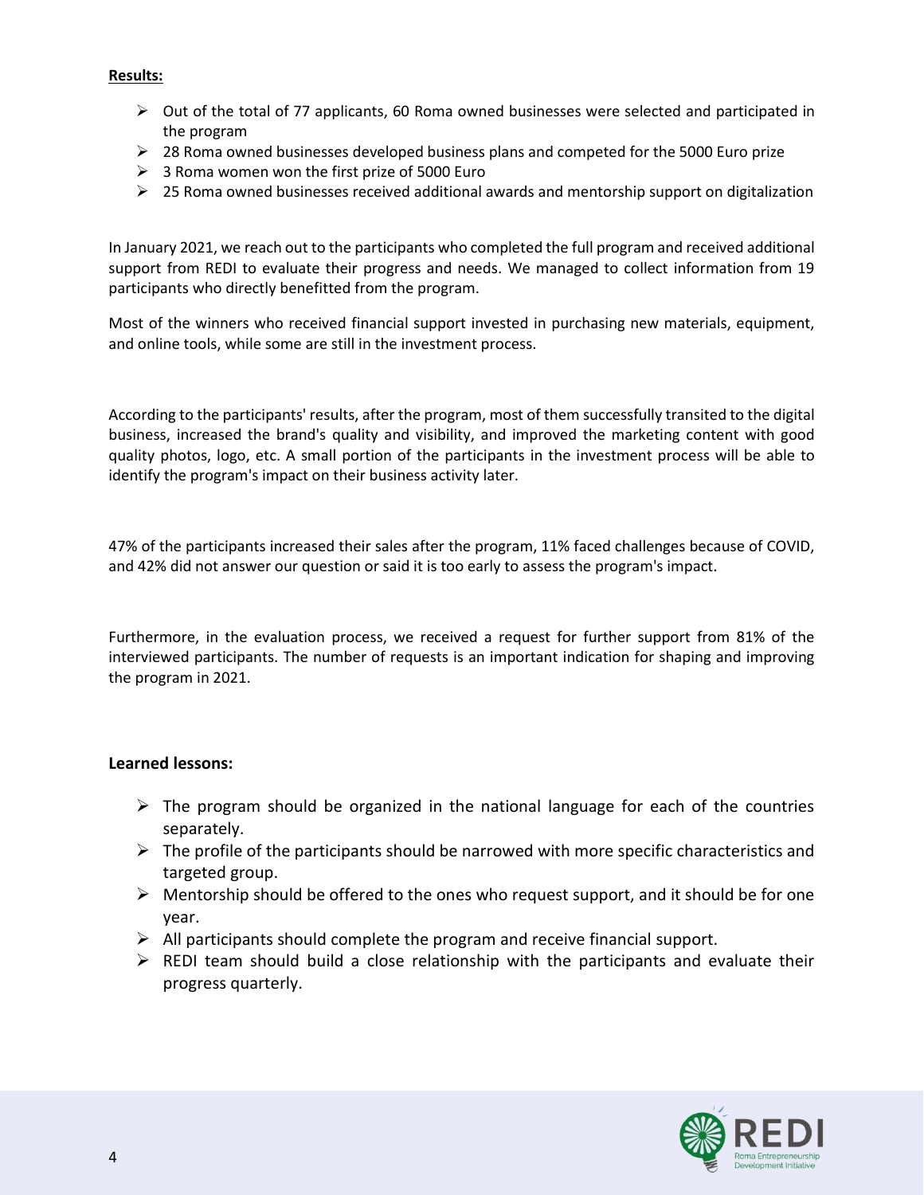**Results:**

- Out of the total of 77 applicants, 60 Roma owned businesses were selected and participated in the program
- 28 Roma owned businesses developed business plans and competed for the 5000 Euro prize
- 3 Roma women won the first prize of 5000 Euro
- 25 Roma owned businesses received additional awards and mentorship support on digitalization

In January 2021, we reach out to the participants who completed the full program and received additional support from REDI to evaluate their progress and needs. We managed to collect information from 19 participants who directly benefitted from the program.

Most of the winners who received financial support invested in purchasing new materials, equipment, and online tools, while some are still in the investment process.

According to the participants' results, after the program, most of them successfully transited to the digital business, increased the brand's quality and visibility, and improved the marketing content with good quality photos, logo, etc. A small portion of the participants in the investment process will be able to identify the program's impact on their business activity later.

47% of the participants increased their sales after the program, 11% faced challenges because of COVID, and 42% did not answer our question or said it is too early to assess the program's impact.

Furthermore, in the evaluation process, we received a request for further support from 81% of the interviewed participants. The number of requests is an important indication for shaping and improving the program in 2021.

**Learned lessons:**

- The program should be organized in the national language for each of the countries separately.
- The profile of the participants should be narrowed with more specific characteristics and targeted group.
- Mentorship should be offered to the ones who request support, and it should be for one year.
- All participants should complete the program and receive financial support.
- REDI team should build a close relationship with the participants and evaluate their progress quarterly.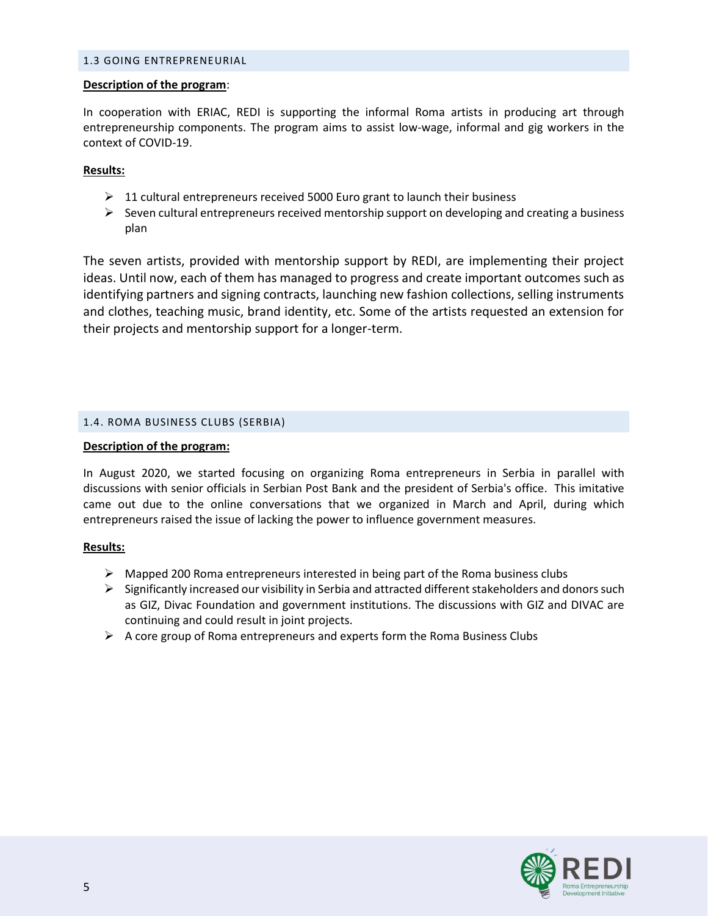## 1.3 GOING ENTREPRENEURIAL

**Description of the program**:

In cooperation with ERIAC, REDI is supporting the informal Roma artists in producing art through entrepreneurship components. The program aims to assist low-wage, informal and gig workers in the context of COVID-19.

**Results:**

- 11 cultural entrepreneurs received 5000 Euro grant to launch their business
- Seven cultural entrepreneurs received mentorship support on developing and creating a business plan

The seven artists, provided with mentorship support by REDI, are implementing their project ideas. Until now, each of them has managed to progress and create important outcomes such as identifying partners and signing contracts, launching new fashion collections, selling instruments and clothes, teaching music, brand identity, etc. Some of the artists requested an extension for their projects and mentorship support for a longer-term.

## 1.4. ROMA BUSINESS CLUBS (SERBIA)

**Description of the program:**

In August 2020, we started focusing on organizing Roma entrepreneurs in Serbia in parallel with discussions with senior officials in Serbian Post Bank and the president of Serbia's office. This imitative came out due to the online conversations that we organized in March and April, during which entrepreneurs raised the issue of lacking the power to influence government measures.

**Results:**

- Mapped 200 Roma entrepreneurs interested in being part of the Roma business clubs
- Significantly increased our visibility in Serbia and attracted different stakeholders and donors such as GIZ, Divac Foundation and government institutions. The discussions with GIZ and DIVAC are continuing and could result in joint projects.
- A core group of Roma entrepreneurs and experts form the Roma Business Clubs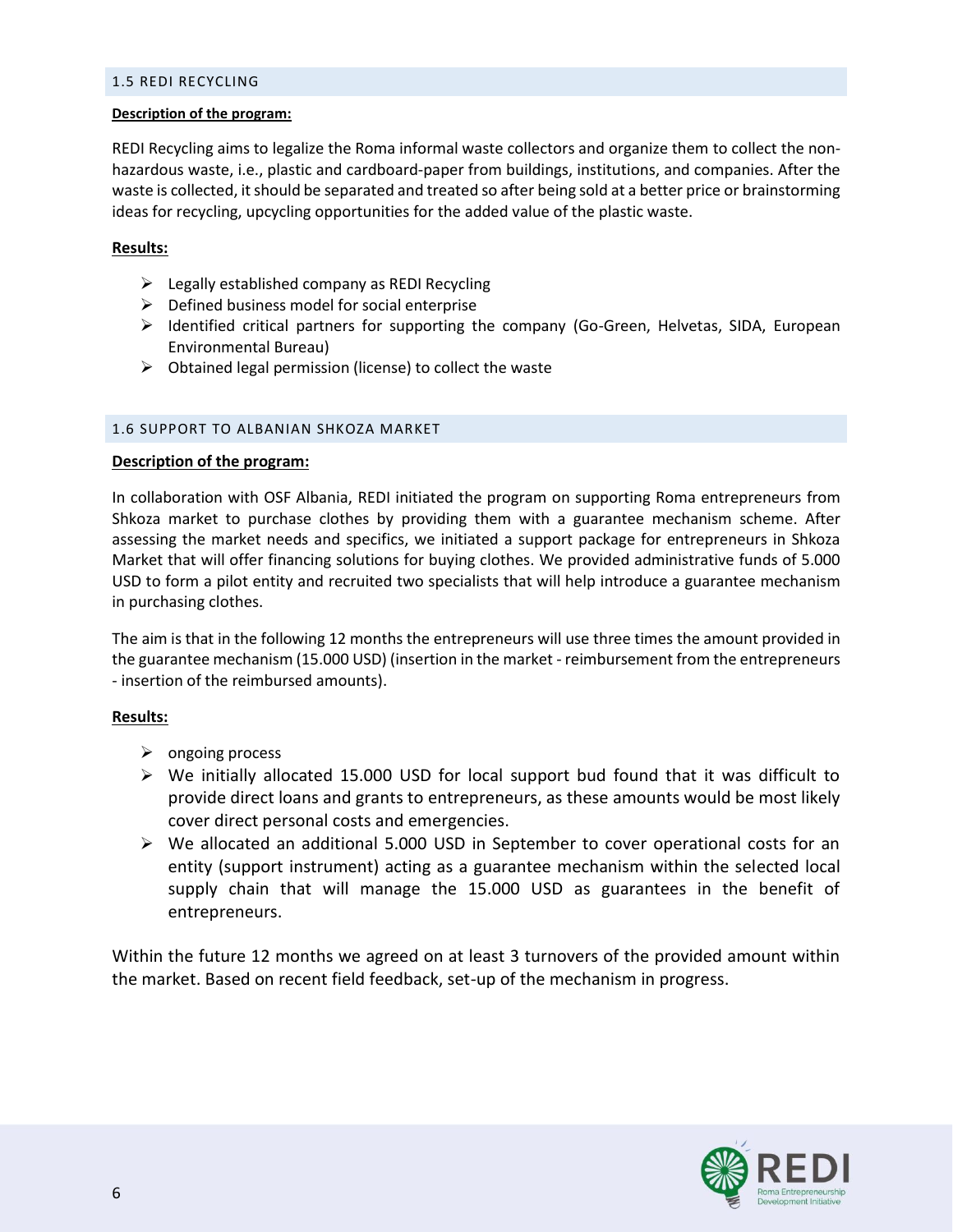## 1.5 REDI RECYCLING

**Description of the program:**

REDI Recycling aims to legalize the Roma informal waste collectors and organize them to collect the non-hazardous waste, i.e., plastic and cardboard-paper from buildings, institutions, and companies. After the waste is collected, it should be separated and treated so after being sold at a better price or brainstorming ideas for recycling, upcycling opportunities for the added value of the plastic waste.

**Results:**

- Legally established company as REDI Recycling
- Defined business model for social enterprise
- Identified critical partners for supporting the company (Go-Green, Helvetas, SIDA, European Environmental Bureau)
- Obtained legal permission (license) to collect the waste

## 1.6 SUPPORT TO ALBANIAN SHKOZA MARKET

**Description of the program:**

In collaboration with OSF Albania, REDI initiated the program on supporting Roma entrepreneurs from Shkoza market to purchase clothes by providing them with a guarantee mechanism scheme. After assessing the market needs and specifics, we initiated a support package for entrepreneurs in Shkoza Market that will offer financing solutions for buying clothes. We provided administrative funds of 5.000 USD to form a pilot entity and recruited two specialists that will help introduce a guarantee mechanism in purchasing clothes.

The aim is that in the following 12 months the entrepreneurs will use three times the amount provided in the guarantee mechanism (15.000 USD) (insertion in the market - reimbursement from the entrepreneurs - insertion of the reimbursed amounts).

**Results:**

- ongoing process
- We initially allocated 15.000 USD for local support bud found that it was difficult to provide direct loans and grants to entrepreneurs, as these amounts would be most likely cover direct personal costs and emergencies.
- We allocated an additional 5.000 USD in September to cover operational costs for an entity (support instrument) acting as a guarantee mechanism within the selected local supply chain that will manage the 15.000 USD as guarantees in the benefit of entrepreneurs.

Within the future 12 months we agreed on at least 3 turnovers of the provided amount within the market. Based on recent field feedback, set-up of the mechanism in progress.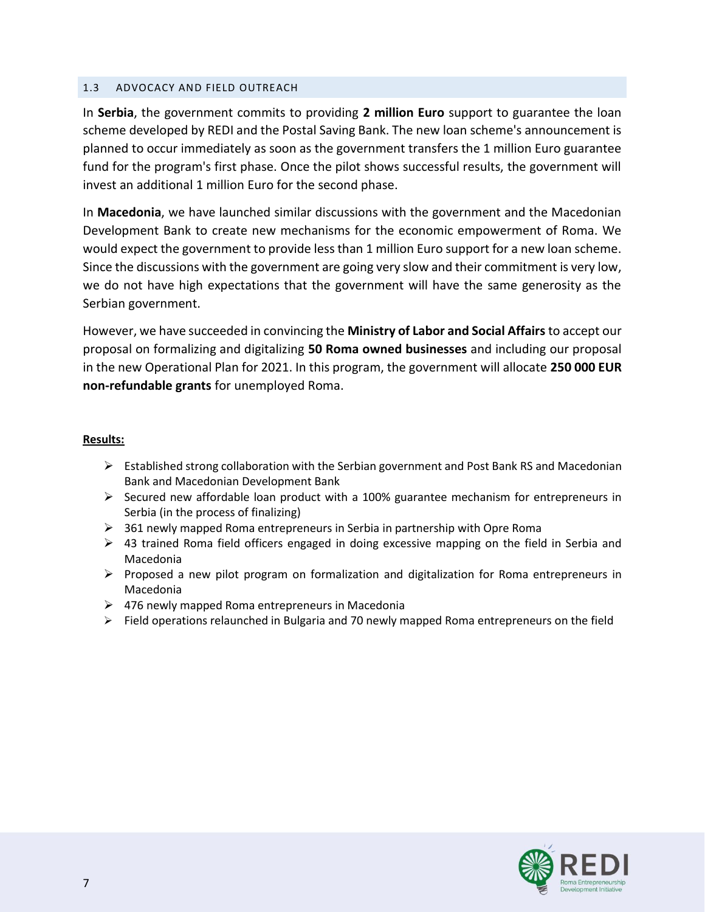### 1.3 ADVOCACY AND FIELD OUTREACH

In **Serbia**, the government commits to providing **2 million Euro** support to guarantee the loan scheme developed by REDI and the Postal Saving Bank. The new loan scheme's announcement is planned to occur immediately as soon as the government transfers the 1 million Euro guarantee fund for the program's first phase. Once the pilot shows successful results, the government will invest an additional 1 million Euro for the second phase.

In **Macedonia**, we have launched similar discussions with the government and the Macedonian Development Bank to create new mechanisms for the economic empowerment of Roma. We would expect the government to provide less than 1 million Euro support for a new loan scheme. Since the discussions with the government are going very slow and their commitment is very low, we do not have high expectations that the government will have the same generosity as the Serbian government.

However, we have succeeded in convincing the **Ministry of Labor and Social Affairs** to accept our proposal on formalizing and digitalizing **50 Roma owned businesses** and including our proposal in the new Operational Plan for 2021. In this program, the government will allocate **250 000 EUR non-refundable grants** for unemployed Roma.

**Results:**

- Established strong collaboration with the Serbian government and Post Bank RS and Macedonian Bank and Macedonian Development Bank
- Secured new affordable loan product with a 100% guarantee mechanism for entrepreneurs in Serbia (in the process of finalizing)
- 361 newly mapped Roma entrepreneurs in Serbia in partnership with Opre Roma
- 43 trained Roma field officers engaged in doing excessive mapping on the field in Serbia and Macedonia
- Proposed a new pilot program on formalization and digitalization for Roma entrepreneurs in Macedonia
- 476 newly mapped Roma entrepreneurs in Macedonia
- Field operations relaunched in Bulgaria and 70 newly mapped Roma entrepreneurs on the field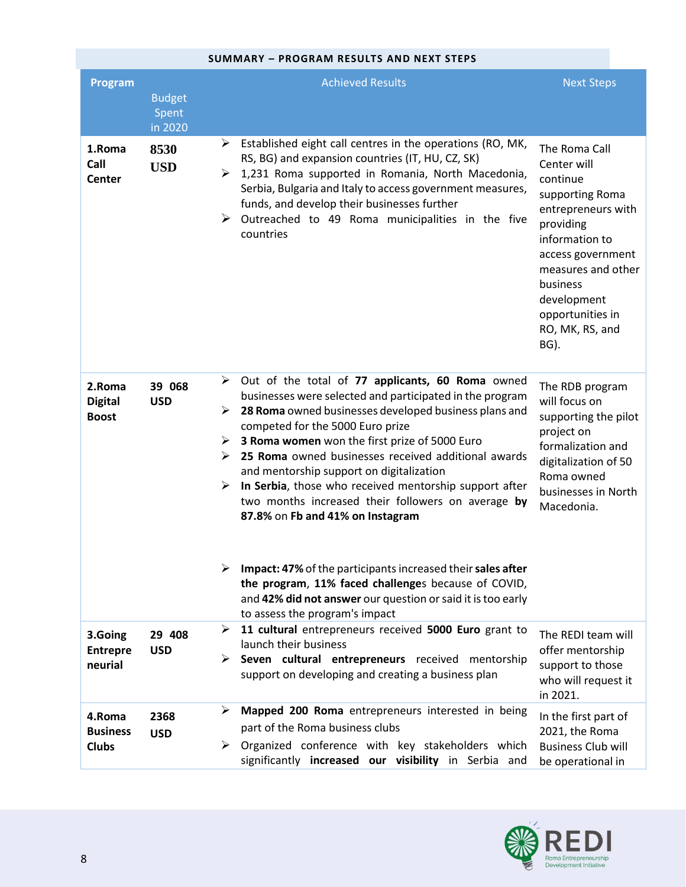**SUMMARY – PROGRAM RESULTS AND NEXT STEPS**

| Program | Budget Spent in 2020 | Achieved Results | Next Steps |
|---|---|---|---|
| **1.Roma Call Center** | **8530 USD** | ➢ Established eight call centres in the operations (RO, MK, RS, BG) and expansion countries (IT, HU, CZ, SK)<br>➢ 1,231 Roma supported in Romania, North Macedonia, Serbia, Bulgaria and Italy to access government measures, funds, and develop their businesses further<br>➢ Outreached to 49 Roma municipalities in the five countries | The Roma Call Center will continue supporting Roma entrepreneurs with providing information to access government measures and other business development opportunities in RO, MK, RS, and BG). |
| **2.Roma Digital Boost** | **39 068 USD** | ➢ Out of the total of **77 applicants, 60 Roma** owned businesses were selected and participated in the program<br>➢ **28 Roma** owned businesses developed business plans and competed for the 5000 Euro prize<br>➢ **3 Roma women** won the first prize of 5000 Euro<br>➢ **25 Roma** owned businesses received additional awards and mentorship support on digitalization<br>➢ **In Serbia**, those who received mentorship support after two months increased their followers on average **by 87.8%** on **Fb and 41% on Instagram**<br>➢ **Impact: 47%** of the participants increased their **sales after the program**, **11% faced challenge**s because of COVID, and **42% did not answer** our question or said it is too early to assess the program's impact | The RDB program will focus on supporting the pilot project on formalization and digitalization of 50 Roma owned businesses in North Macedonia. |
| **3.Going Entrepreneurial** | **29 408 USD** | ➢ **11 cultural** entrepreneurs received **5000 Euro** grant to launch their business<br>➢ **Seven cultural entrepreneurs** received mentorship support on developing and creating a business plan | The REDI team will offer mentorship support to those who will request it in 2021. |
| **4.Roma Business Clubs** | **2368 USD** | ➢ **Mapped 200 Roma** entrepreneurs interested in being part of the Roma business clubs<br>➢ Organized conference with key stakeholders which significantly **increased our visibility** in Serbia and | In the first part of 2021, the Roma Business Club will be operational in |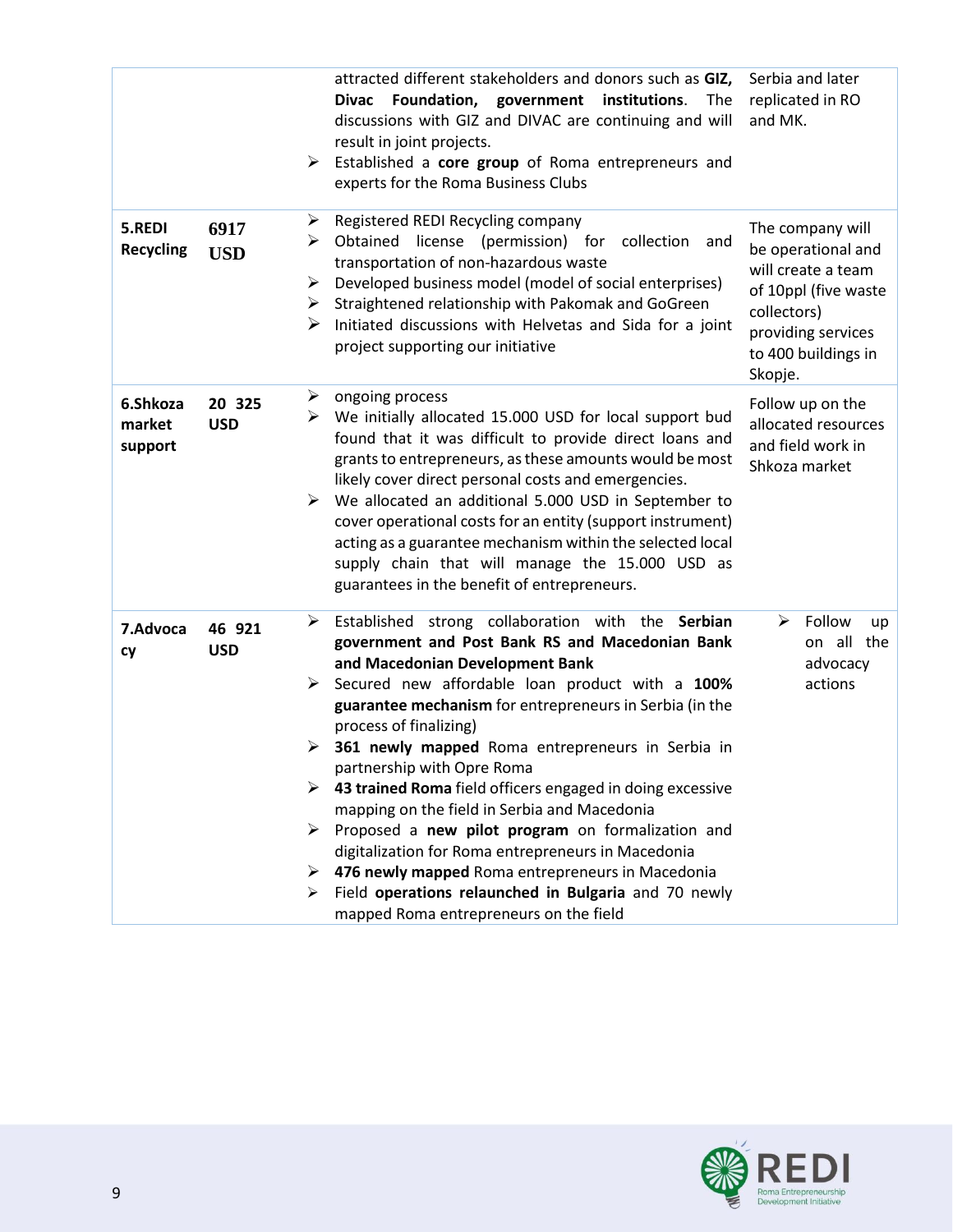| | | | |
|---|---|---|---|
| | | ➢ attracted different stakeholders and donors such as **GIZ, Divac Foundation, government institutions**. The discussions with GIZ and DIVAC are continuing and will result in joint projects.<br>➢ Established a **core group** of Roma entrepreneurs and experts for the Roma Business Clubs | Serbia and later replicated in RO and MK. |
| **5.REDI Recycling** | **6917 USD** | ➢ Registered REDI Recycling company<br>➢ Obtained license (permission) for collection and transportation of non-hazardous waste<br>➢ Developed business model (model of social enterprises)<br>➢ Straightened relationship with Pakomak and GoGreen<br>➢ Initiated discussions with Helvetas and Sida for a joint project supporting our initiative | The company will be operational and will create a team of 10ppl (five waste collectors) providing services to 400 buildings in Skopje. |
| **6.Shkoza market support** | **20 325 USD** | ➢ ongoing process<br>➢ We initially allocated 15.000 USD for local support bud found that it was difficult to provide direct loans and grants to entrepreneurs, as these amounts would be most likely cover direct personal costs and emergencies.<br>➢ We allocated an additional 5.000 USD in September to cover operational costs for an entity (support instrument) acting as a guarantee mechanism within the selected local supply chain that will manage the 15.000 USD as guarantees in the benefit of entrepreneurs. | Follow up on the allocated resources and field work in Shkoza market |
| **7.Advocacy** | **46 921 USD** | ➢ Established strong collaboration with the **Serbian government and Post Bank RS and Macedonian Bank and Macedonian Development Bank**<br>➢ Secured new affordable loan product with a **100% guarantee mechanism** for entrepreneurs in Serbia (in the process of finalizing)<br>➢ **361 newly mapped** Roma entrepreneurs in Serbia in partnership with Opre Roma<br>➢ **43 trained Roma** field officers engaged in doing excessive mapping on the field in Serbia and Macedonia<br>➢ Proposed a **new pilot program** on formalization and digitalization for Roma entrepreneurs in Macedonia<br>➢ **476 newly mapped** Roma entrepreneurs in Macedonia<br>➢ Field **operations relaunched in Bulgaria** and 70 newly mapped Roma entrepreneurs on the field | ➢ Follow up on all the advocacy actions |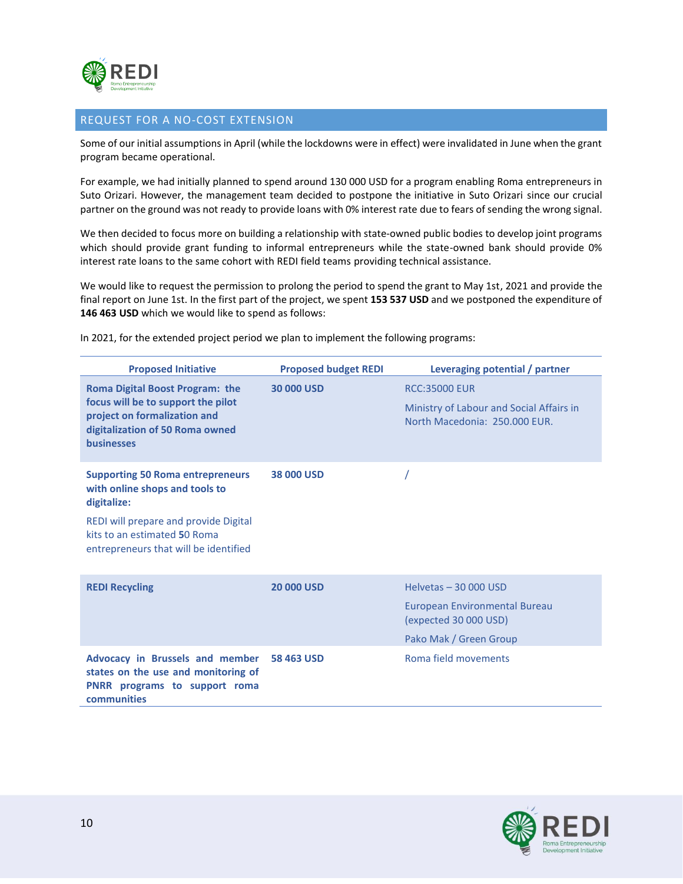## REQUEST FOR A NO-COST EXTENSION

Some of our initial assumptions in April (while the lockdowns were in effect) were invalidated in June when the grant program became operational.

For example, we had initially planned to spend around 130 000 USD for a program enabling Roma entrepreneurs in Suto Orizari. However, the management team decided to postpone the initiative in Suto Orizari since our crucial partner on the ground was not ready to provide loans with 0% interest rate due to fears of sending the wrong signal.

We then decided to focus more on building a relationship with state-owned public bodies to develop joint programs which should provide grant funding to informal entrepreneurs while the state-owned bank should provide 0% interest rate loans to the same cohort with REDI field teams providing technical assistance.

We would like to request the permission to prolong the period to spend the grant to May 1st, 2021 and provide the final report on June 1st. In the first part of the project, we spent **153 537 USD** and we postponed the expenditure of **146 463 USD** which we would like to spend as follows:

In 2021, for the extended project period we plan to implement the following programs:

| Proposed Initiative | Proposed budget REDI | Leveraging potential / partner |
|---|---|---|
| **Roma Digital Boost Program: the focus will be to support the pilot project on formalization and digitalization of 50 Roma owned businesses** | **30 000 USD** | RCC:35000 EUR<br>Ministry of Labour and Social Affairs in North Macedonia: 250.000 EUR. |
| **Supporting 50 Roma entrepreneurs with online shops and tools to digitalize:**<br>REDI will prepare and provide Digital kits to an estimated **5**0 Roma entrepreneurs that will be identified | **38 000 USD** | / |
| **REDI Recycling** | **20 000 USD** | Helvetas – 30 000 USD<br>European Environmental Bureau (expected 30 000 USD)<br>Pako Mak / Green Group |
| **Advocacy in Brussels and member states on the use and monitoring of PNRR programs to support roma communities** | **58 463 USD** | Roma field movements |